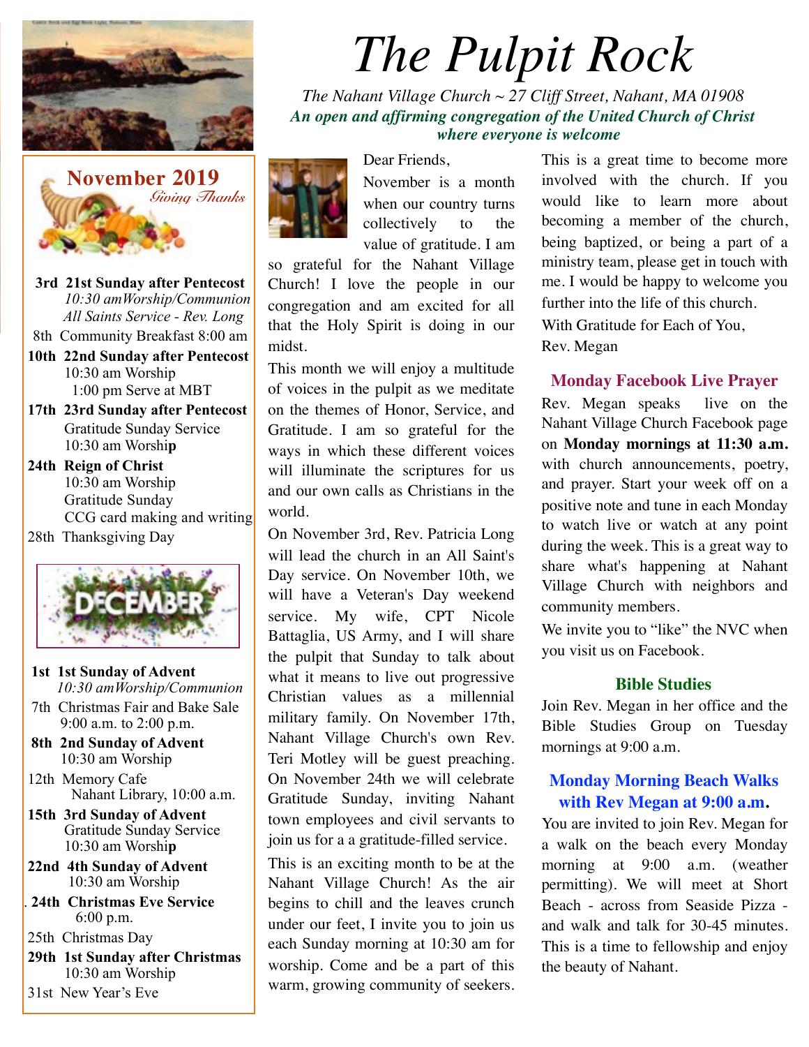# The Pulpit Rock

*The Nahant Village Church ~ 27 Cliff Street, Nahant, MA 01908*

***An open and affirming congregation of the United Church of Christ where everyone is welcome***

## November 2019

*Giving Thanks*

**3rd 21st Sunday after Pentecost**
*10:30 amWorship/Communion*
*All Saints Service - Rev. Long*

8th Community Breakfast 8:00 am

**10th 22nd Sunday after Pentecost**
10:30 am Worship
1:00 pm Serve at MBT

**17th 23rd Sunday after Pentecost**
Gratitude Sunday Service
10:30 am Worship

**24th Reign of Christ**
10:30 am Worship
Gratitude Sunday
CCG card making and writing

28th Thanksgiving Day

## DECEMBER

**1st 1st Sunday of Advent**
*10:30 amWorship/Communion*

7th Christmas Fair and Bake Sale
9:00 a.m. to 2:00 p.m.

**8th 2nd Sunday of Advent**
10:30 am Worship

12th Memory Cafe
Nahant Library, 10:00 a.m.

**15th 3rd Sunday of Advent**
Gratitude Sunday Service
10:30 am Worship

**22nd 4th Sunday of Advent**
10:30 am Worship

**24th Christmas Eve Service**
6:00 p.m.

25th Christmas Day

**29th 1st Sunday after Christmas**
10:30 am Worship

31st New Year's Eve

Dear Friends,

November is a month when our country turns collectively to the value of gratitude. I am so grateful for the Nahant Village Church! I love the people in our congregation and am excited for all that the Holy Spirit is doing in our midst.

This month we will enjoy a multitude of voices in the pulpit as we meditate on the themes of Honor, Service, and Gratitude. I am so grateful for the ways in which these different voices will illuminate the scriptures for us and our own calls as Christians in the world.

On November 3rd, Rev. Patricia Long will lead the church in an All Saint's Day service. On November 10th, we will have a Veteran's Day weekend service. My wife, CPT Nicole Battaglia, US Army, and I will share the pulpit that Sunday to talk about what it means to live out progressive Christian values as a millennial military family. On November 17th, Nahant Village Church's own Rev. Teri Motley will be guest preaching. On November 24th we will celebrate Gratitude Sunday, inviting Nahant town employees and civil servants to join us for a a gratitude-filled service.

This is an exciting month to be at the Nahant Village Church! As the air begins to chill and the leaves crunch under our feet, I invite you to join us each Sunday morning at 10:30 am for worship. Come and be a part of this warm, growing community of seekers.

This is a great time to become more involved with the church. If you would like to learn more about becoming a member of the church, being baptized, or being a part of a ministry team, please get in touch with me. I would be happy to welcome you further into the life of this church.

With Gratitude for Each of You,
Rev. Megan

## Monday Facebook Live Prayer

Rev. Megan speaks live on the Nahant Village Church Facebook page on **Monday mornings at 11:30 a.m.** with church announcements, poetry, and prayer. Start your week off on a positive note and tune in each Monday to watch live or watch at any point during the week. This is a great way to share what's happening at Nahant Village Church with neighbors and community members.

We invite you to "like" the NVC when you visit us on Facebook.

## Bible Studies

Join Rev. Megan in her office and the Bible Studies Group on Tuesday mornings at 9:00 a.m.

## Monday Morning Beach Walks with Rev Megan at 9:00 a.m.

You are invited to join Rev. Megan for a walk on the beach every Monday morning at 9:00 a.m. (weather permitting). We will meet at Short Beach - across from Seaside Pizza - and walk and talk for 30-45 minutes. This is a time to fellowship and enjoy the beauty of Nahant.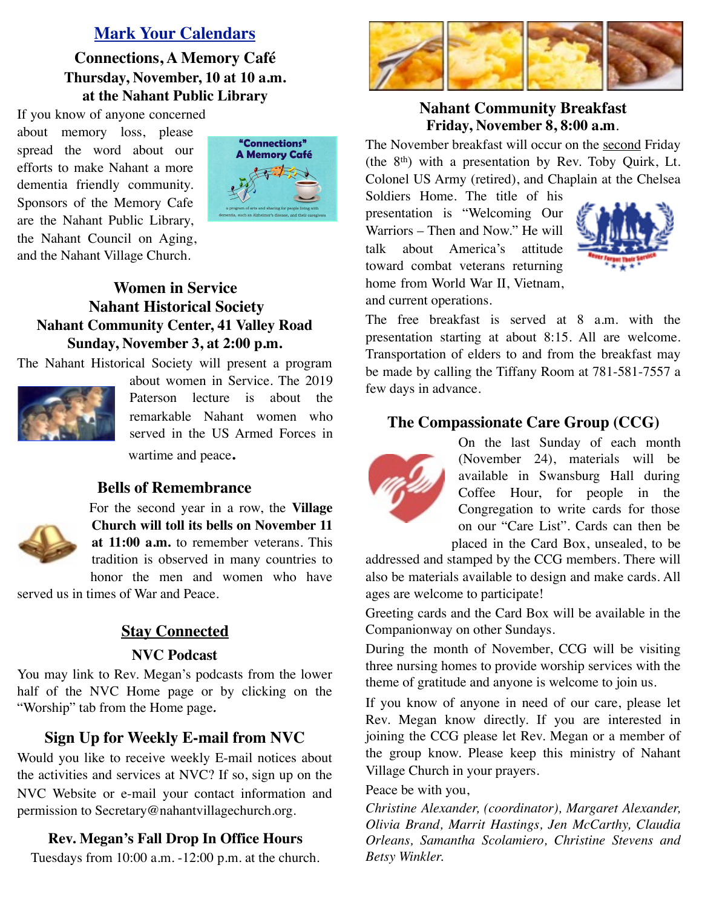## Mark Your Calendars

### Connections, A Memory Café
**Thursday, November, 10 at 10 a.m.**
**at the Nahant Public Library**

If you know of anyone concerned about memory loss, please spread the word about our efforts to make Nahant a more dementia friendly community. Sponsors of the Memory Cafe are the Nahant Public Library, the Nahant Council on Aging, and the Nahant Village Church.

### Women in Service
**Nahant Historical Society**
**Nahant Community Center, 41 Valley Road**
**Sunday, November 3, at 2:00 p.m.**

The Nahant Historical Society will present a program about women in Service. The 2019 Paterson lecture is about the remarkable Nahant women who served in the US Armed Forces in wartime and peace.

### Bells of Remembrance

For the second year in a row, the **Village Church will toll its bells on November 11 at 11:00 a.m.** to remember veterans. This tradition is observed in many countries to honor the men and women who have served us in times of War and Peace.

## Stay Connected

### NVC Podcast

You may link to Rev. Megan's podcasts from the lower half of the NVC Home page or by clicking on the "Worship" tab from the Home page.

### Sign Up for Weekly E-mail from NVC

Would you like to receive weekly E-mail notices about the activities and services at NVC? If so, sign up on the NVC Website or e-mail your contact information and permission to Secretary@nahantvillagechurch.org.

### Rev. Megan's Fall Drop In Office Hours

Tuesdays from 10:00 a.m. -12:00 p.m. at the church.

### Nahant Community Breakfast
**Friday, November 8, 8:00 a.m.**

The November breakfast will occur on the second Friday (the 8th) with a presentation by Rev. Toby Quirk, Lt. Colonel US Army (retired), and Chaplain at the Chelsea Soldiers Home. The title of his presentation is "Welcoming Our Warriors – Then and Now." He will talk about America's attitude toward combat veterans returning home from World War II, Vietnam, and current operations.

The free breakfast is served at 8 a.m. with the presentation starting at about 8:15. All are welcome. Transportation of elders to and from the breakfast may be made by calling the Tiffany Room at 781-581-7557 a few days in advance.

### The Compassionate Care Group (CCG)

On the last Sunday of each month (November 24), materials will be available in Swansburg Hall during Coffee Hour, for people in the Congregation to write cards for those on our "Care List". Cards can then be placed in the Card Box, unsealed, to be addressed and stamped by the CCG members. There will also be materials available to design and make cards. All ages are welcome to participate!

Greeting cards and the Card Box will be available in the Companionway on other Sundays.

During the month of November, CCG will be visiting three nursing homes to provide worship services with the theme of gratitude and anyone is welcome to join us.

If you know of anyone in need of our care, please let Rev. Megan know directly. If you are interested in joining the CCG please let Rev. Megan or a member of the group know. Please keep this ministry of Nahant Village Church in your prayers.

Peace be with you,

*Christine Alexander, (coordinator), Margaret Alexander, Olivia Brand, Marrit Hastings, Jen McCarthy, Claudia Orleans, Samantha Scolamiero, Christine Stevens and Betsy Winkler.*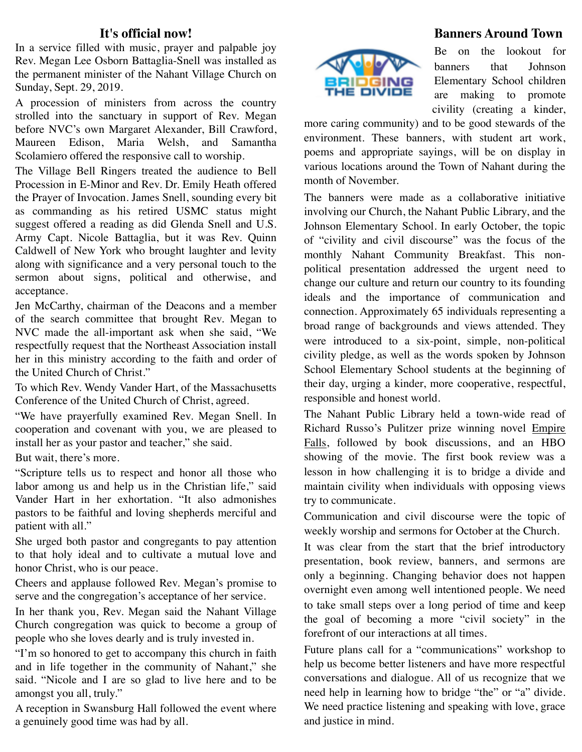## It's official now!

In a service filled with music, prayer and palpable joy Rev. Megan Lee Osborn Battaglia-Snell was installed as the permanent minister of the Nahant Village Church on Sunday, Sept. 29, 2019.

A procession of ministers from across the country strolled into the sanctuary in support of Rev. Megan before NVC's own Margaret Alexander, Bill Crawford, Maureen Edison, Maria Welsh, and Samantha Scolamiero offered the responsive call to worship.

The Village Bell Ringers treated the audience to Bell Procession in E-Minor and Rev. Dr. Emily Heath offered the Prayer of Invocation. James Snell, sounding every bit as commanding as his retired USMC status might suggest offered a reading as did Glenda Snell and U.S. Army Capt. Nicole Battaglia, but it was Rev. Quinn Caldwell of New York who brought laughter and levity along with significance and a very personal touch to the sermon about signs, political and otherwise, and acceptance.

Jen McCarthy, chairman of the Deacons and a member of the search committee that brought Rev. Megan to NVC made the all-important ask when she said, "We respectfully request that the Northeast Association install her in this ministry according to the faith and order of the United Church of Christ."

To which Rev. Wendy Vander Hart, of the Massachusetts Conference of the United Church of Christ, agreed.

"We have prayerfully examined Rev. Megan Snell. In cooperation and covenant with you, we are pleased to install her as your pastor and teacher," she said.

But wait, there's more.

"Scripture tells us to respect and honor all those who labor among us and help us in the Christian life," said Vander Hart in her exhortation. "It also admonishes pastors to be faithful and loving shepherds merciful and patient with all."

She urged both pastor and congregants to pay attention to that holy ideal and to cultivate a mutual love and honor Christ, who is our peace.

Cheers and applause followed Rev. Megan's promise to serve and the congregation's acceptance of her service.

In her thank you, Rev. Megan said the Nahant Village Church congregation was quick to become a group of people who she loves dearly and is truly invested in.

"I'm so honored to get to accompany this church in faith and in life together in the community of Nahant," she said. "Nicole and I are so glad to live here and to be amongst you all, truly."

A reception in Swansburg Hall followed the event where a genuinely good time was had by all.

## Banners Around Town

BRIDGING THE DIVIDE

Be on the lookout for banners that Johnson Elementary School children are making to promote civility (creating a kinder, more caring community) and to be good stewards of the environment. These banners, with student art work, poems and appropriate sayings, will be on display in various locations around the Town of Nahant during the month of November.

The banners were made as a collaborative initiative involving our Church, the Nahant Public Library, and the Johnson Elementary School. In early October, the topic of "civility and civil discourse" was the focus of the monthly Nahant Community Breakfast. This non-political presentation addressed the urgent need to change our culture and return our country to its founding ideals and the importance of communication and connection. Approximately 65 individuals representing a broad range of backgrounds and views attended. They were introduced to a six-point, simple, non-political civility pledge, as well as the words spoken by Johnson School Elementary School students at the beginning of their day, urging a kinder, more cooperative, respectful, responsible and honest world.

The Nahant Public Library held a town-wide read of Richard Russo's Pulitzer prize winning novel Empire Falls, followed by book discussions, and an HBO showing of the movie. The first book review was a lesson in how challenging it is to bridge a divide and maintain civility when individuals with opposing views try to communicate.

Communication and civil discourse were the topic of weekly worship and sermons for October at the Church.

It was clear from the start that the brief introductory presentation, book review, banners, and sermons are only a beginning. Changing behavior does not happen overnight even among well intentioned people. We need to take small steps over a long period of time and keep the goal of becoming a more "civil society" in the forefront of our interactions at all times.

Future plans call for a "communications" workshop to help us become better listeners and have more respectful conversations and dialogue. All of us recognize that we need help in learning how to bridge "the" or "a" divide. We need practice listening and speaking with love, grace and justice in mind.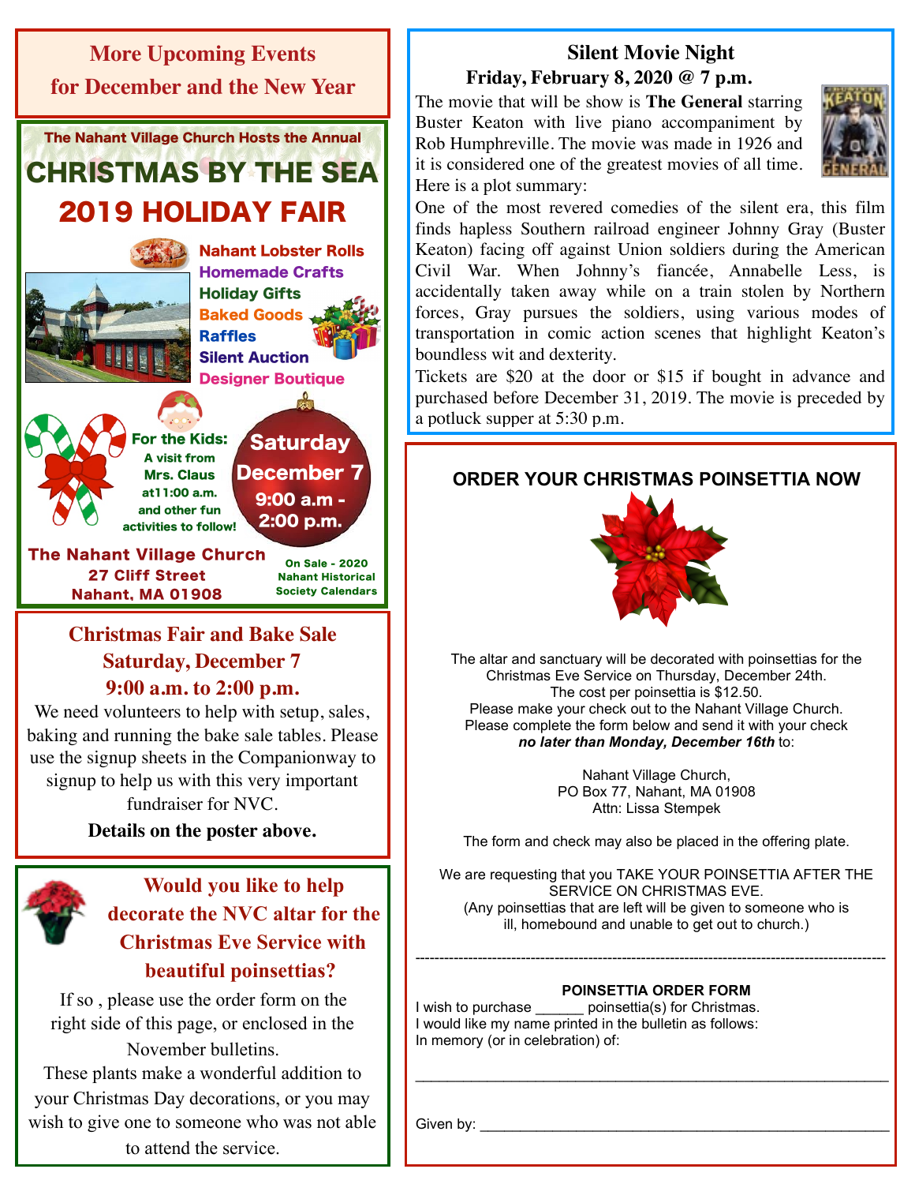## More Upcoming Events for December and the New Year

The Nahant Village Church Hosts the Annual

# CHRISTMAS BY THE SEA 2019 HOLIDAY FAIR

Nahant Lobster Rolls
Homemade Crafts
Holiday Gifts
Baked Goods
Raffles
Silent Auction
Designer Boutique

For the Kids: A visit from Mrs. Claus at11:00 a.m. and other fun activities to follow!

Saturday December 7
9:00 a.m - 2:00 p.m.

The Nahant Village Church
27 Cliff Street
Nahant, MA 01908

On Sale - 2020 Nahant Historical Society Calendars

## Christmas Fair and Bake Sale Saturday, December 7 9:00 a.m. to 2:00 p.m.

We need volunteers to help with setup, sales, baking and running the bake sale tables. Please use the signup sheets in the Companionway to signup to help us with this very important fundraiser for NVC.

**Details on the poster above.**

## Would you like to help decorate the NVC altar for the Christmas Eve Service with beautiful poinsettias?

If so , please use the order form on the right side of this page, or enclosed in the November bulletins.

These plants make a wonderful addition to your Christmas Day decorations, or you may wish to give one to someone who was not able to attend the service.

## Silent Movie Night

**Friday, February 8, 2020 @ 7 p.m.**

The movie that will be show is **The General** starring Buster Keaton with live piano accompaniment by Rob Humphreville. The movie was made in 1926 and it is considered one of the greatest movies of all time. Here is a plot summary:

One of the most revered comedies of the silent era, this film finds hapless Southern railroad engineer Johnny Gray (Buster Keaton) facing off against Union soldiers during the American Civil War. When Johnny's fiancée, Annabelle Less, is accidentally taken away while on a train stolen by Northern forces, Gray pursues the soldiers, using various modes of transportation in comic action scenes that highlight Keaton's boundless wit and dexterity.

Tickets are $20 at the door or $15 if bought in advance and purchased before December 31, 2019. The movie is preceded by a potluck supper at 5:30 p.m.

## ORDER YOUR CHRISTMAS POINSETTIA NOW

The altar and sanctuary will be decorated with poinsettias for the Christmas Eve Service on Thursday, December 24th.
The cost per poinsettia is $12.50.
Please make your check out to the Nahant Village Church.
Please complete the form below and send it with your check ***no later than Monday, December 16th*** to:

Nahant Village Church,
PO Box 77, Nahant, MA 01908
Attn: Lissa Stempek

The form and check may also be placed in the offering plate.

We are requesting that you TAKE YOUR POINSETTIA AFTER THE SERVICE ON CHRISTMAS EVE.
(Any poinsettias that are left will be given to someone who is ill, homebound and unable to get out to church.)

---

**POINSETTIA ORDER FORM**

I wish to purchase ______ poinsettia(s) for Christmas.
I would like my name printed in the bulletin as follows:
In memory (or in celebration) of:

______________________________________________

Given by: ______________________________________